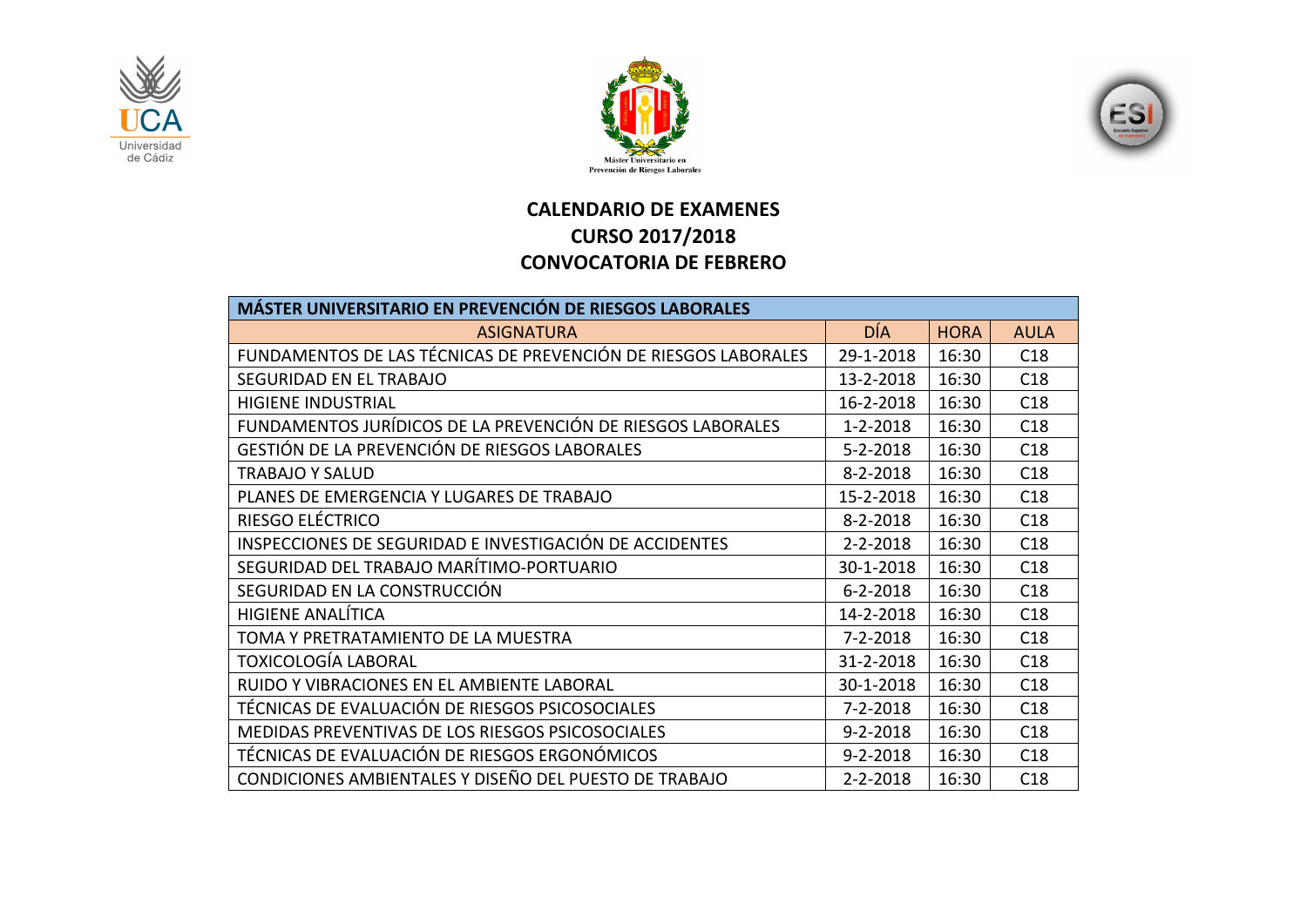# CALENDARIO DE EXAMENES
## CURSO 2017/2018
## CONVOCATORIA DE FEBRERO

| MÁSTER UNIVERSITARIO EN PREVENCIÓN DE RIESGOS LABORALES | | | |
|---|---|---|---|
| ASIGNATURA | DÍA | HORA | AULA |
| FUNDAMENTOS DE LAS TÉCNICAS DE PREVENCIÓN DE RIESGOS LABORALES | 29-1-2018 | 16:30 | C18 |
| SEGURIDAD EN EL TRABAJO | 13-2-2018 | 16:30 | C18 |
| HIGIENE INDUSTRIAL | 16-2-2018 | 16:30 | C18 |
| FUNDAMENTOS JURÍDICOS DE LA PREVENCIÓN DE RIESGOS LABORALES | 1-2-2018 | 16:30 | C18 |
| GESTIÓN DE LA PREVENCIÓN DE RIESGOS LABORALES | 5-2-2018 | 16:30 | C18 |
| TRABAJO Y SALUD | 8-2-2018 | 16:30 | C18 |
| PLANES DE EMERGENCIA Y LUGARES DE TRABAJO | 15-2-2018 | 16:30 | C18 |
| RIESGO ELÉCTRICO | 8-2-2018 | 16:30 | C18 |
| INSPECCIONES DE SEGURIDAD E INVESTIGACIÓN DE ACCIDENTES | 2-2-2018 | 16:30 | C18 |
| SEGURIDAD DEL TRABAJO MARÍTIMO-PORTUARIO | 30-1-2018 | 16:30 | C18 |
| SEGURIDAD EN LA CONSTRUCCIÓN | 6-2-2018 | 16:30 | C18 |
| HIGIENE ANALÍTICA | 14-2-2018 | 16:30 | C18 |
| TOMA Y PRETRATAMIENTO DE LA MUESTRA | 7-2-2018 | 16:30 | C18 |
| TOXICOLOGÍA LABORAL | 31-2-2018 | 16:30 | C18 |
| RUIDO Y VIBRACIONES EN EL AMBIENTE LABORAL | 30-1-2018 | 16:30 | C18 |
| TÉCNICAS DE EVALUACIÓN DE RIESGOS PSICOSOCIALES | 7-2-2018 | 16:30 | C18 |
| MEDIDAS PREVENTIVAS DE LOS RIESGOS PSICOSOCIALES | 9-2-2018 | 16:30 | C18 |
| TÉCNICAS DE EVALUACIÓN DE RIESGOS ERGONÓMICOS | 9-2-2018 | 16:30 | C18 |
| CONDICIONES AMBIENTALES Y DISEÑO DEL PUESTO DE TRABAJO | 2-2-2018 | 16:30 | C18 |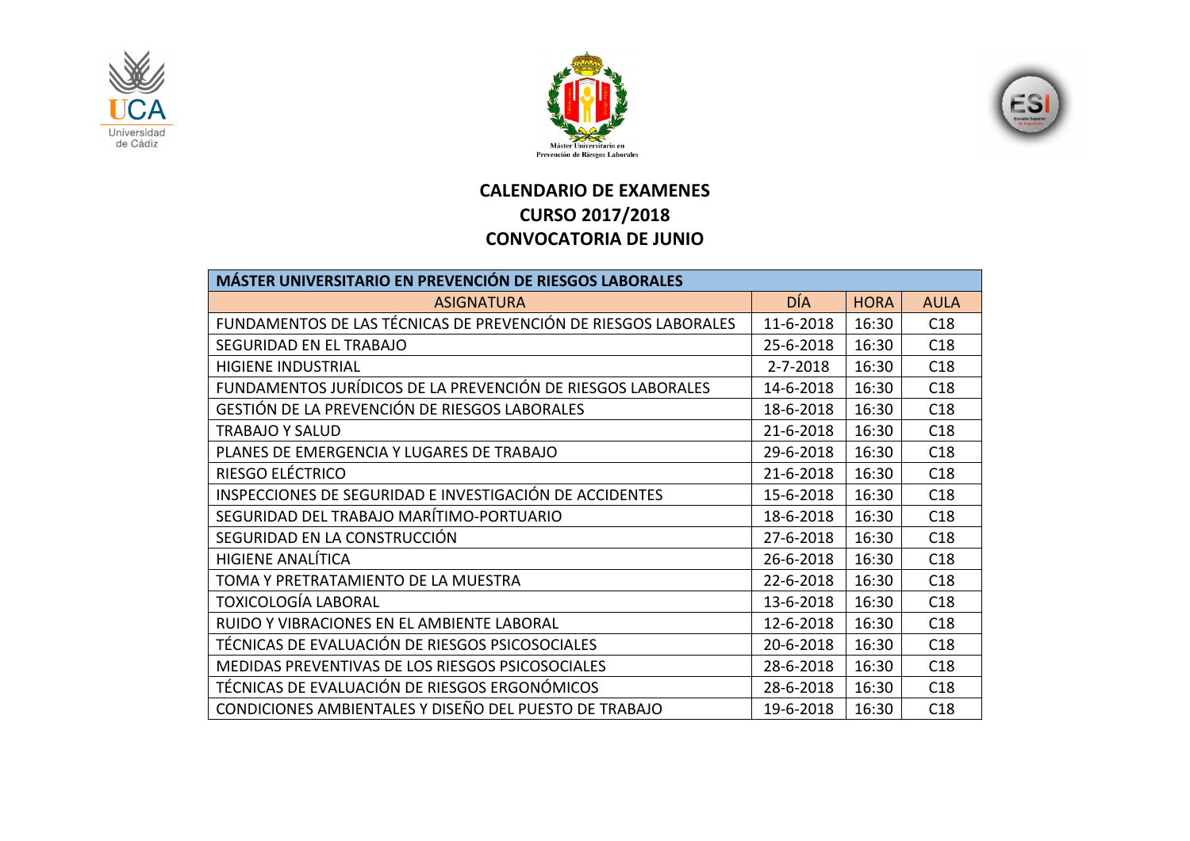# CALENDARIO DE EXAMENES
## CURSO 2017/2018
## CONVOCATORIA DE JUNIO

| MÁSTER UNIVERSITARIO EN PREVENCIÓN DE RIESGOS LABORALES | | | |
|---|---|---|---|
| ASIGNATURA | DÍA | HORA | AULA |
| FUNDAMENTOS DE LAS TÉCNICAS DE PREVENCIÓN DE RIESGOS LABORALES | 11-6-2018 | 16:30 | C18 |
| SEGURIDAD EN EL TRABAJO | 25-6-2018 | 16:30 | C18 |
| HIGIENE INDUSTRIAL | 2-7-2018 | 16:30 | C18 |
| FUNDAMENTOS JURÍDICOS DE LA PREVENCIÓN DE RIESGOS LABORALES | 14-6-2018 | 16:30 | C18 |
| GESTIÓN DE LA PREVENCIÓN DE RIESGOS LABORALES | 18-6-2018 | 16:30 | C18 |
| TRABAJO Y SALUD | 21-6-2018 | 16:30 | C18 |
| PLANES DE EMERGENCIA Y LUGARES DE TRABAJO | 29-6-2018 | 16:30 | C18 |
| RIESGO ELÉCTRICO | 21-6-2018 | 16:30 | C18 |
| INSPECCIONES DE SEGURIDAD E INVESTIGACIÓN DE ACCIDENTES | 15-6-2018 | 16:30 | C18 |
| SEGURIDAD DEL TRABAJO MARÍTIMO-PORTUARIO | 18-6-2018 | 16:30 | C18 |
| SEGURIDAD EN LA CONSTRUCCIÓN | 27-6-2018 | 16:30 | C18 |
| HIGIENE ANALÍTICA | 26-6-2018 | 16:30 | C18 |
| TOMA Y PRETRATAMIENTO DE LA MUESTRA | 22-6-2018 | 16:30 | C18 |
| TOXICOLOGÍA LABORAL | 13-6-2018 | 16:30 | C18 |
| RUIDO Y VIBRACIONES EN EL AMBIENTE LABORAL | 12-6-2018 | 16:30 | C18 |
| TÉCNICAS DE EVALUACIÓN DE RIESGOS PSICOSOCIALES | 20-6-2018 | 16:30 | C18 |
| MEDIDAS PREVENTIVAS DE LOS RIESGOS PSICOSOCIALES | 28-6-2018 | 16:30 | C18 |
| TÉCNICAS DE EVALUACIÓN DE RIESGOS ERGONÓMICOS | 28-6-2018 | 16:30 | C18 |
| CONDICIONES AMBIENTALES Y DISEÑO DEL PUESTO DE TRABAJO | 19-6-2018 | 16:30 | C18 |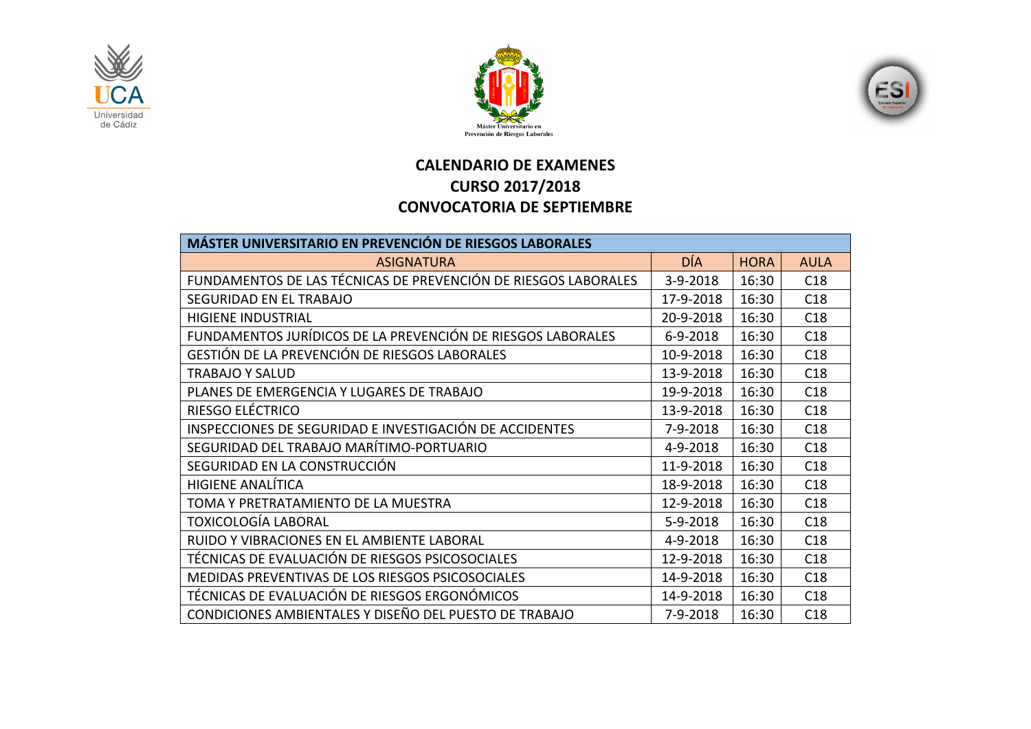# CALENDARIO DE EXAMENES
## CURSO 2017/2018
## CONVOCATORIA DE SEPTIEMBRE

| MÁSTER UNIVERSITARIO EN PREVENCIÓN DE RIESGOS LABORALES | | | |
|---|---|---|---|
| ASIGNATURA | DÍA | HORA | AULA |
| FUNDAMENTOS DE LAS TÉCNICAS DE PREVENCIÓN DE RIESGOS LABORALES | 3-9-2018 | 16:30 | C18 |
| SEGURIDAD EN EL TRABAJO | 17-9-2018 | 16:30 | C18 |
| HIGIENE INDUSTRIAL | 20-9-2018 | 16:30 | C18 |
| FUNDAMENTOS JURÍDICOS DE LA PREVENCIÓN DE RIESGOS LABORALES | 6-9-2018 | 16:30 | C18 |
| GESTIÓN DE LA PREVENCIÓN DE RIESGOS LABORALES | 10-9-2018 | 16:30 | C18 |
| TRABAJO Y SALUD | 13-9-2018 | 16:30 | C18 |
| PLANES DE EMERGENCIA Y LUGARES DE TRABAJO | 19-9-2018 | 16:30 | C18 |
| RIESGO ELÉCTRICO | 13-9-2018 | 16:30 | C18 |
| INSPECCIONES DE SEGURIDAD E INVESTIGACIÓN DE ACCIDENTES | 7-9-2018 | 16:30 | C18 |
| SEGURIDAD DEL TRABAJO MARÍTIMO-PORTUARIO | 4-9-2018 | 16:30 | C18 |
| SEGURIDAD EN LA CONSTRUCCIÓN | 11-9-2018 | 16:30 | C18 |
| HIGIENE ANALÍTICA | 18-9-2018 | 16:30 | C18 |
| TOMA Y PRETRATAMIENTO DE LA MUESTRA | 12-9-2018 | 16:30 | C18 |
| TOXICOLOGÍA LABORAL | 5-9-2018 | 16:30 | C18 |
| RUIDO Y VIBRACIONES EN EL AMBIENTE LABORAL | 4-9-2018 | 16:30 | C18 |
| TÉCNICAS DE EVALUACIÓN DE RIESGOS PSICOSOCIALES | 12-9-2018 | 16:30 | C18 |
| MEDIDAS PREVENTIVAS DE LOS RIESGOS PSICOSOCIALES | 14-9-2018 | 16:30 | C18 |
| TÉCNICAS DE EVALUACIÓN DE RIESGOS ERGONÓMICOS | 14-9-2018 | 16:30 | C18 |
| CONDICIONES AMBIENTALES Y DISEÑO DEL PUESTO DE TRABAJO | 7-9-2018 | 16:30 | C18 |